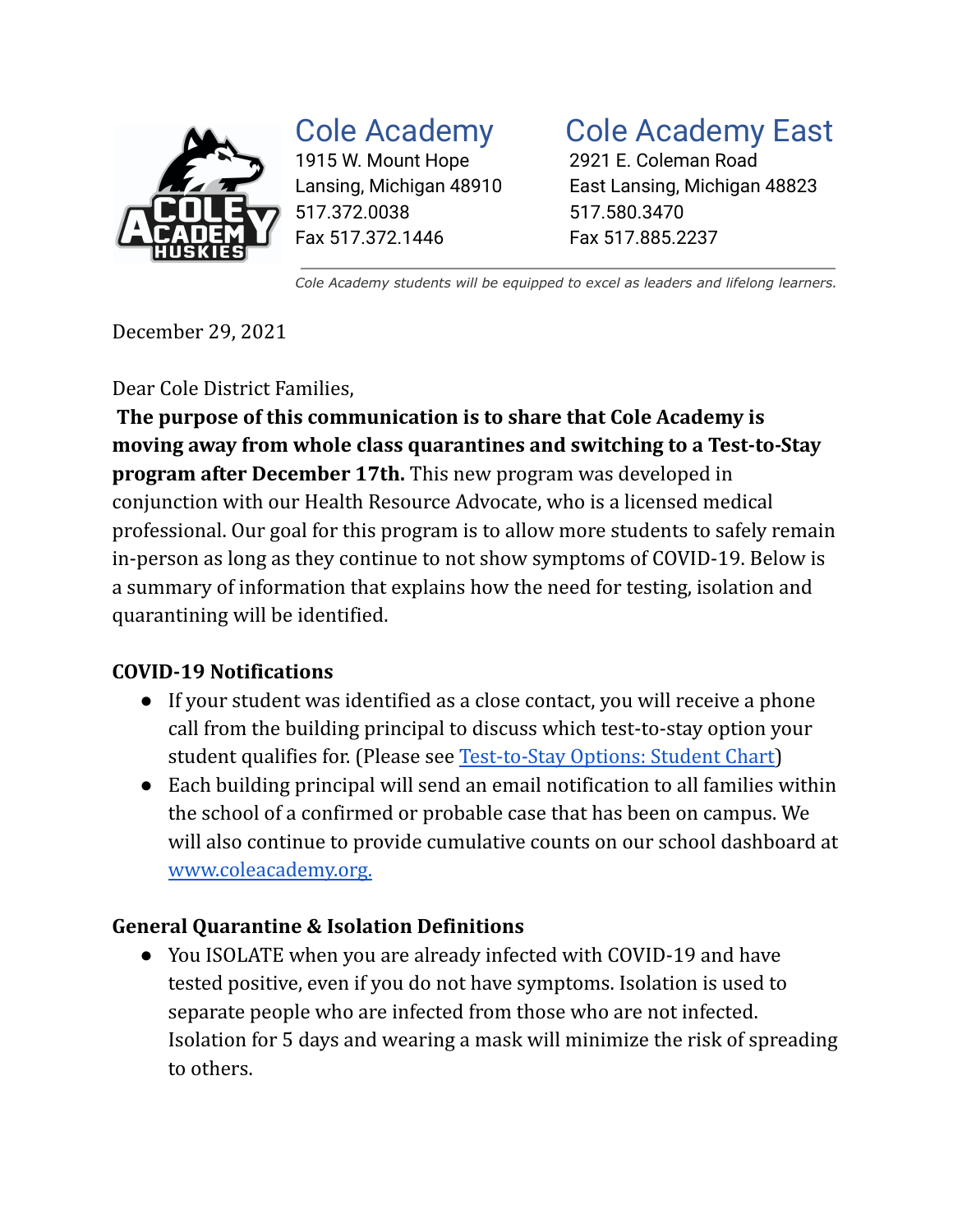## Cole Academy

1915 W. Mount Hope
Lansing, Michigan 48910
517.372.0038
Fax 517.372.1446

## Cole Academy East

2921 E. Coleman Road
East Lansing, Michigan 48823
517.580.3470
Fax 517.885.2237

*Cole Academy students will be equipped to excel as leaders and lifelong learners.*

December 29, 2021

Dear Cole District Families,

**The purpose of this communication is to share that Cole Academy is moving away from whole class quarantines and switching to a Test-to-Stay program after December 17th.** This new program was developed in conjunction with our Health Resource Advocate, who is a licensed medical professional. Our goal for this program is to allow more students to safely remain in-person as long as they continue to not show symptoms of COVID-19. Below is a summary of information that explains how the need for testing, isolation and quarantining will be identified.

### COVID-19 Notifications

- If your student was identified as a close contact, you will receive a phone call from the building principal to discuss which test-to-stay option your student qualifies for. (Please see [Test-to-Stay Options: Student Chart](#))
- Each building principal will send an email notification to all families within the school of a confirmed or probable case that has been on campus. We will also continue to provide cumulative counts on our school dashboard at [www.coleacademy.org.](http://www.coleacademy.org)

### General Quarantine & Isolation Definitions

- You ISOLATE when you are already infected with COVID-19 and have tested positive, even if you do not have symptoms. Isolation is used to separate people who are infected from those who are not infected. Isolation for 5 days and wearing a mask will minimize the risk of spreading to others.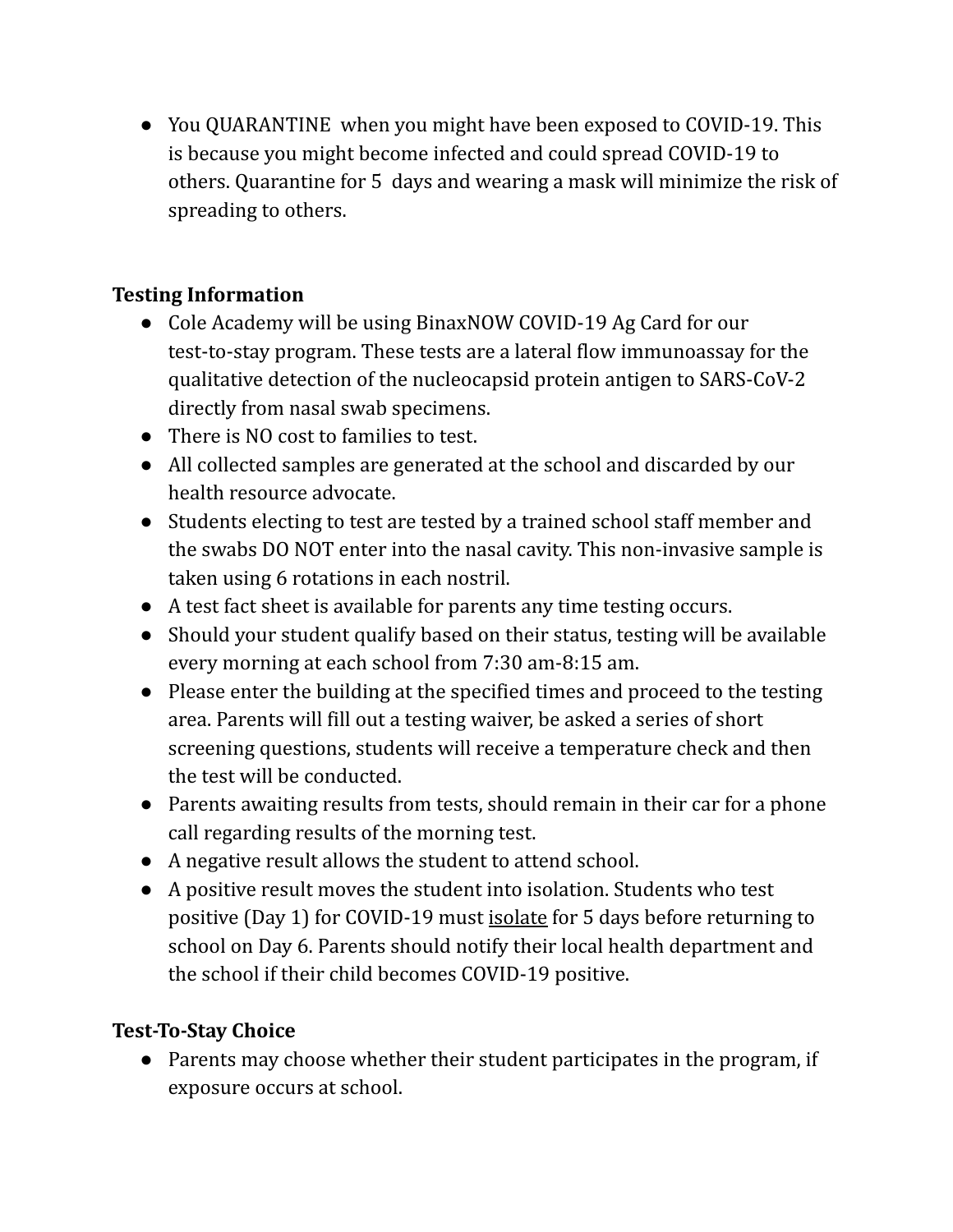- You QUARANTINE when you might have been exposed to COVID-19. This is because you might become infected and could spread COVID-19 to others. Quarantine for 5 days and wearing a mask will minimize the risk of spreading to others.

**Testing Information**

- Cole Academy will be using BinaxNOW COVID-19 Ag Card for our test-to-stay program. These tests are a lateral flow immunoassay for the qualitative detection of the nucleocapsid protein antigen to SARS-CoV-2 directly from nasal swab specimens.
- There is NO cost to families to test.
- All collected samples are generated at the school and discarded by our health resource advocate.
- Students electing to test are tested by a trained school staff member and the swabs DO NOT enter into the nasal cavity. This non-invasive sample is taken using 6 rotations in each nostril.
- A test fact sheet is available for parents any time testing occurs.
- Should your student qualify based on their status, testing will be available every morning at each school from 7:30 am-8:15 am.
- Please enter the building at the specified times and proceed to the testing area. Parents will fill out a testing waiver, be asked a series of short screening questions, students will receive a temperature check and then the test will be conducted.
- Parents awaiting results from tests, should remain in their car for a phone call regarding results of the morning test.
- A negative result allows the student to attend school.
- A positive result moves the student into isolation. Students who test positive (Day 1) for COVID-19 must isolate for 5 days before returning to school on Day 6. Parents should notify their local health department and the school if their child becomes COVID-19 positive.

**Test-To-Stay Choice**

- Parents may choose whether their student participates in the program, if exposure occurs at school.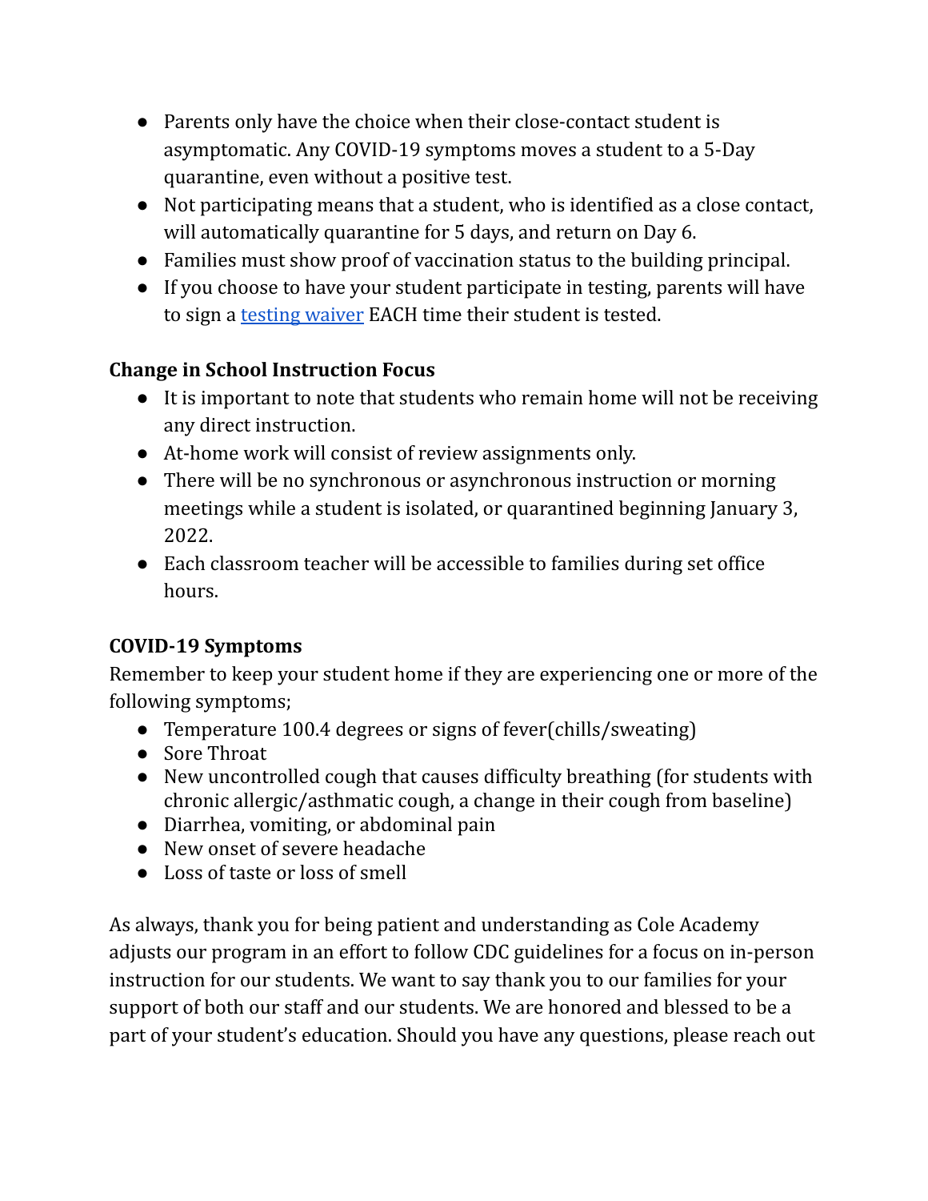- Parents only have the choice when their close-contact student is asymptomatic. Any COVID-19 symptoms moves a student to a 5-Day quarantine, even without a positive test.
- Not participating means that a student, who is identified as a close contact, will automatically quarantine for 5 days, and return on Day 6.
- Families must show proof of vaccination status to the building principal.
- If you choose to have your student participate in testing, parents will have to sign a testing waiver EACH time their student is tested.

**Change in School Instruction Focus**

- It is important to note that students who remain home will not be receiving any direct instruction.
- At-home work will consist of review assignments only.
- There will be no synchronous or asynchronous instruction or morning meetings while a student is isolated, or quarantined beginning January 3, 2022.
- Each classroom teacher will be accessible to families during set office hours.

**COVID-19 Symptoms**

Remember to keep your student home if they are experiencing one or more of the following symptoms;

- Temperature 100.4 degrees or signs of fever(chills/sweating)
- Sore Throat
- New uncontrolled cough that causes difficulty breathing (for students with chronic allergic/asthmatic cough, a change in their cough from baseline)
- Diarrhea, vomiting, or abdominal pain
- New onset of severe headache
- Loss of taste or loss of smell

As always, thank you for being patient and understanding as Cole Academy adjusts our program in an effort to follow CDC guidelines for a focus on in-person instruction for our students. We want to say thank you to our families for your support of both our staff and our students. We are honored and blessed to be a part of your student's education. Should you have any questions, please reach out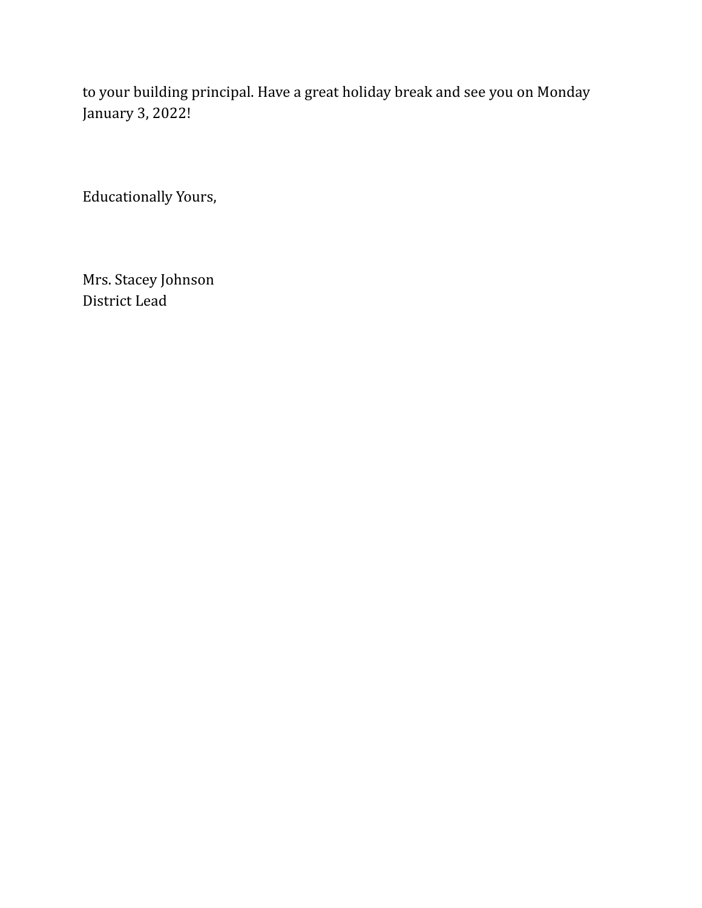to your building principal. Have a great holiday break and see you on Monday January 3, 2022!

Educationally Yours,

Mrs. Stacey Johnson
District Lead